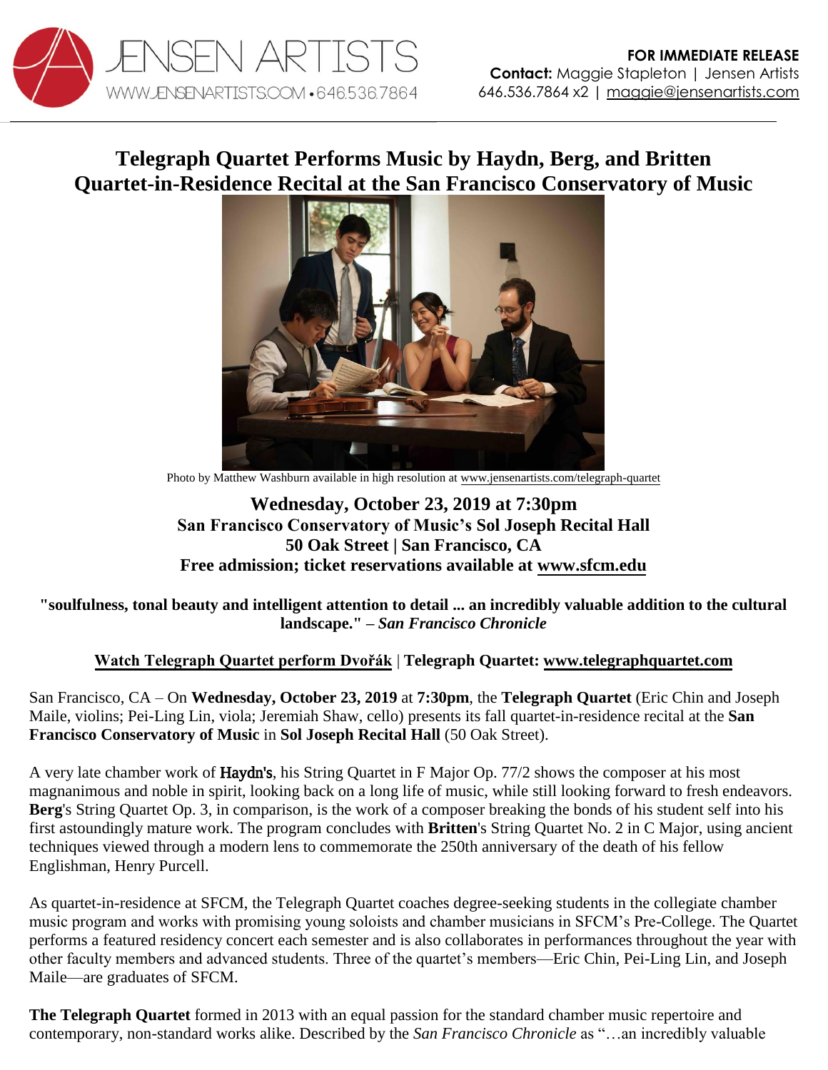JENSEN ARTISTS
WWW.JENSENARTISTS.COM • 646.536.7864

**FOR IMMEDIATE RELEASE**
**Contact:** Maggie Stapleton | Jensen Artists
646.536.7864 x2 | maggie@jensenartists.com

# Telegraph Quartet Performs Music by Haydn, Berg, and Britten
# Quartet-in-Residence Recital at the San Francisco Conservatory of Music

Photo by Matthew Washburn available in high resolution at www.jensenartists.com/telegraph-quartet

**Wednesday, October 23, 2019 at 7:30pm**
**San Francisco Conservatory of Music's Sol Joseph Recital Hall**
**50 Oak Street | San Francisco, CA**
**Free admission; ticket reservations available at www.sfcm.edu**

**"soulfulness, tonal beauty and intelligent attention to detail ... an incredibly valuable addition to the cultural landscape." – *San Francisco Chronicle***

**Watch Telegraph Quartet perform Dvořák | Telegraph Quartet: www.telegraphquartet.com**

San Francisco, CA – On **Wednesday, October 23, 2019** at **7:30pm**, the **Telegraph Quartet** (Eric Chin and Joseph Maile, violins; Pei-Ling Lin, viola; Jeremiah Shaw, cello) presents its fall quartet-in-residence recital at the **San Francisco Conservatory of Music** in **Sol Joseph Recital Hall** (50 Oak Street).

A very late chamber work of **Haydn's**, his String Quartet in F Major Op. 77/2 shows the composer at his most magnanimous and noble in spirit, looking back on a long life of music, while still looking forward to fresh endeavors. **Berg**'s String Quartet Op. 3, in comparison, is the work of a composer breaking the bonds of his student self into his first astoundingly mature work. The program concludes with **Britten**'s String Quartet No. 2 in C Major, using ancient techniques viewed through a modern lens to commemorate the 250th anniversary of the death of his fellow Englishman, Henry Purcell.

As quartet-in-residence at SFCM, the Telegraph Quartet coaches degree-seeking students in the collegiate chamber music program and works with promising young soloists and chamber musicians in SFCM's Pre-College. The Quartet performs a featured residency concert each semester and is also collaborates in performances throughout the year with other faculty members and advanced students. Three of the quartet's members—Eric Chin, Pei-Ling Lin, and Joseph Maile—are graduates of SFCM.

**The Telegraph Quartet** formed in 2013 with an equal passion for the standard chamber music repertoire and contemporary, non-standard works alike. Described by the *San Francisco Chronicle* as "…an incredibly valuable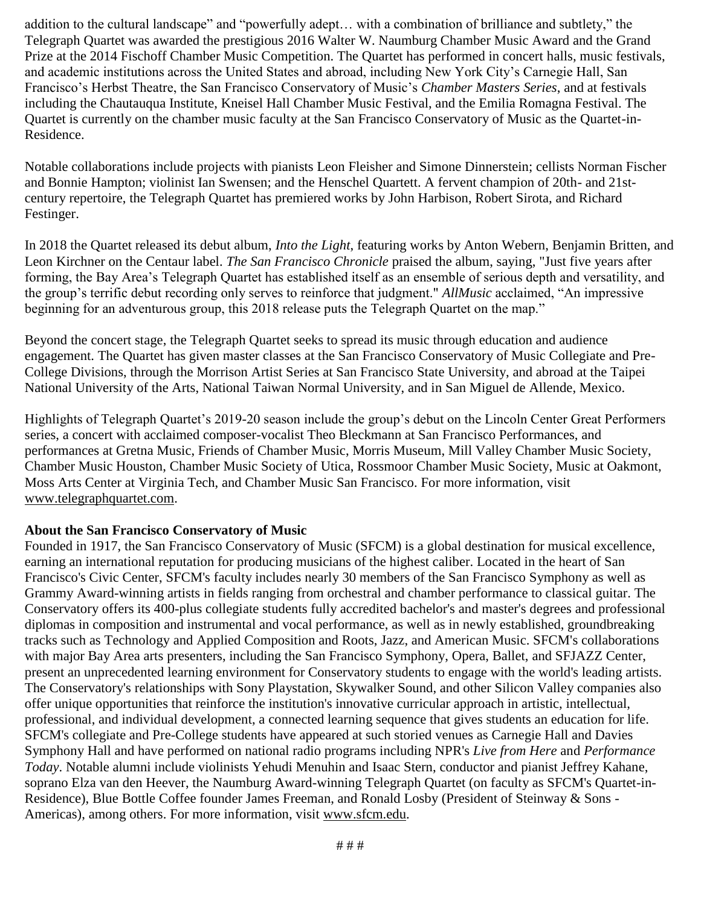addition to the cultural landscape" and "powerfully adept… with a combination of brilliance and subtlety," the Telegraph Quartet was awarded the prestigious 2016 Walter W. Naumburg Chamber Music Award and the Grand Prize at the 2014 Fischoff Chamber Music Competition. The Quartet has performed in concert halls, music festivals, and academic institutions across the United States and abroad, including New York City's Carnegie Hall, San Francisco's Herbst Theatre, the San Francisco Conservatory of Music's *Chamber Masters Series*, and at festivals including the Chautauqua Institute, Kneisel Hall Chamber Music Festival, and the Emilia Romagna Festival. The Quartet is currently on the chamber music faculty at the San Francisco Conservatory of Music as the Quartet-in-Residence.

Notable collaborations include projects with pianists Leon Fleisher and Simone Dinnerstein; cellists Norman Fischer and Bonnie Hampton; violinist Ian Swensen; and the Henschel Quartett. A fervent champion of 20th- and 21st-century repertoire, the Telegraph Quartet has premiered works by John Harbison, Robert Sirota, and Richard Festinger.

In 2018 the Quartet released its debut album, *Into the Light*, featuring works by Anton Webern, Benjamin Britten, and Leon Kirchner on the Centaur label. *The San Francisco Chronicle* praised the album, saying, "Just five years after forming, the Bay Area's Telegraph Quartet has established itself as an ensemble of serious depth and versatility, and the group's terrific debut recording only serves to reinforce that judgment." *AllMusic* acclaimed, "An impressive beginning for an adventurous group, this 2018 release puts the Telegraph Quartet on the map."

Beyond the concert stage, the Telegraph Quartet seeks to spread its music through education and audience engagement. The Quartet has given master classes at the San Francisco Conservatory of Music Collegiate and Pre-College Divisions, through the Morrison Artist Series at San Francisco State University, and abroad at the Taipei National University of the Arts, National Taiwan Normal University, and in San Miguel de Allende, Mexico.

Highlights of Telegraph Quartet's 2019-20 season include the group's debut on the Lincoln Center Great Performers series, a concert with acclaimed composer-vocalist Theo Bleckmann at San Francisco Performances, and performances at Gretna Music, Friends of Chamber Music, Morris Museum, Mill Valley Chamber Music Society, Chamber Music Houston, Chamber Music Society of Utica, Rossmoor Chamber Music Society, Music at Oakmont, Moss Arts Center at Virginia Tech, and Chamber Music San Francisco. For more information, visit www.telegraphquartet.com.

**About the San Francisco Conservatory of Music**

Founded in 1917, the San Francisco Conservatory of Music (SFCM) is a global destination for musical excellence, earning an international reputation for producing musicians of the highest caliber. Located in the heart of San Francisco's Civic Center, SFCM's faculty includes nearly 30 members of the San Francisco Symphony as well as Grammy Award-winning artists in fields ranging from orchestral and chamber performance to classical guitar. The Conservatory offers its 400-plus collegiate students fully accredited bachelor's and master's degrees and professional diplomas in composition and instrumental and vocal performance, as well as in newly established, groundbreaking tracks such as Technology and Applied Composition and Roots, Jazz, and American Music. SFCM's collaborations with major Bay Area arts presenters, including the San Francisco Symphony, Opera, Ballet, and SFJAZZ Center, present an unprecedented learning environment for Conservatory students to engage with the world's leading artists. The Conservatory's relationships with Sony Playstation, Skywalker Sound, and other Silicon Valley companies also offer unique opportunities that reinforce the institution's innovative curricular approach in artistic, intellectual, professional, and individual development, a connected learning sequence that gives students an education for life. SFCM's collegiate and Pre-College students have appeared at such storied venues as Carnegie Hall and Davies Symphony Hall and have performed on national radio programs including NPR's *Live from Here* and *Performance Today*. Notable alumni include violinists Yehudi Menuhin and Isaac Stern, conductor and pianist Jeffrey Kahane, soprano Elza van den Heever, the Naumburg Award-winning Telegraph Quartet (on faculty as SFCM's Quartet-in-Residence), Blue Bottle Coffee founder James Freeman, and Ronald Losby (President of Steinway & Sons - Americas), among others. For more information, visit www.sfcm.edu.

# # #